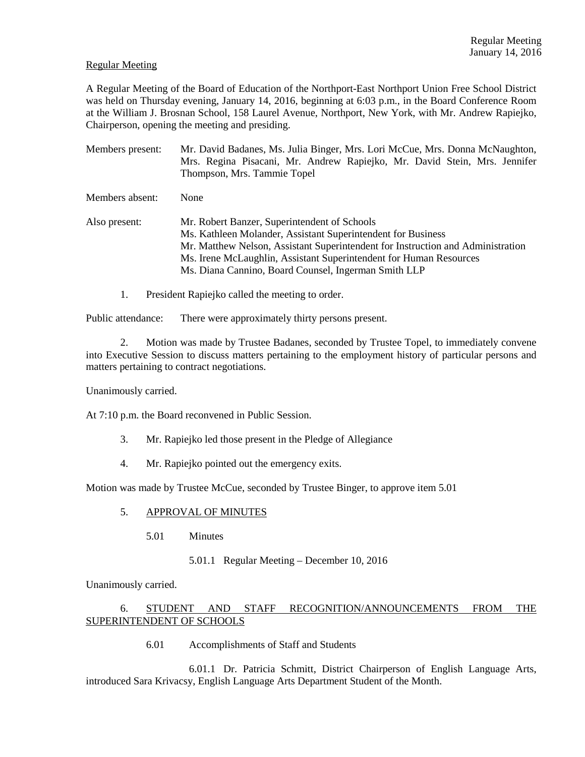Regular Meeting

A Regular Meeting of the Board of Education of the Northport-East Northport Union Free School District was held on Thursday evening, January 14, 2016, beginning at 6:03 p.m., in the Board Conference Room at the William J. Brosnan School, 158 Laurel Avenue, Northport, New York, with Mr. Andrew Rapiejko, Chairperson, opening the meeting and presiding.

Members present: Mr. David Badanes, Ms. Julia Binger, Mrs. Lori McCue, Mrs. Donna McNaughton, Mrs. Regina Pisacani, Mr. Andrew Rapiejko, Mr. David Stein, Mrs. Jennifer Thompson, Mrs. Tammie Topel

Members absent: None

Also present: Mr. Robert Banzer, Superintendent of Schools
Ms. Kathleen Molander, Assistant Superintendent for Business
Mr. Matthew Nelson, Assistant Superintendent for Instruction and Administration
Ms. Irene McLaughlin, Assistant Superintendent for Human Resources
Ms. Diana Cannino, Board Counsel, Ingerman Smith LLP

1. President Rapiejko called the meeting to order.

Public attendance: There were approximately thirty persons present.

2. Motion was made by Trustee Badanes, seconded by Trustee Topel, to immediately convene into Executive Session to discuss matters pertaining to the employment history of particular persons and matters pertaining to contract negotiations.

Unanimously carried.

At 7:10 p.m. the Board reconvened in Public Session.

3. Mr. Rapiejko led those present in the Pledge of Allegiance

4. Mr. Rapiejko pointed out the emergency exits.

Motion was made by Trustee McCue, seconded by Trustee Binger, to approve item 5.01

5. APPROVAL OF MINUTES

5.01 Minutes

5.01.1 Regular Meeting – December 10, 2016

Unanimously carried.

6. STUDENT AND STAFF RECOGNITION/ANNOUNCEMENTS FROM THE SUPERINTENDENT OF SCHOOLS

6.01 Accomplishments of Staff and Students

6.01.1 Dr. Patricia Schmitt, District Chairperson of English Language Arts, introduced Sara Krivacsy, English Language Arts Department Student of the Month.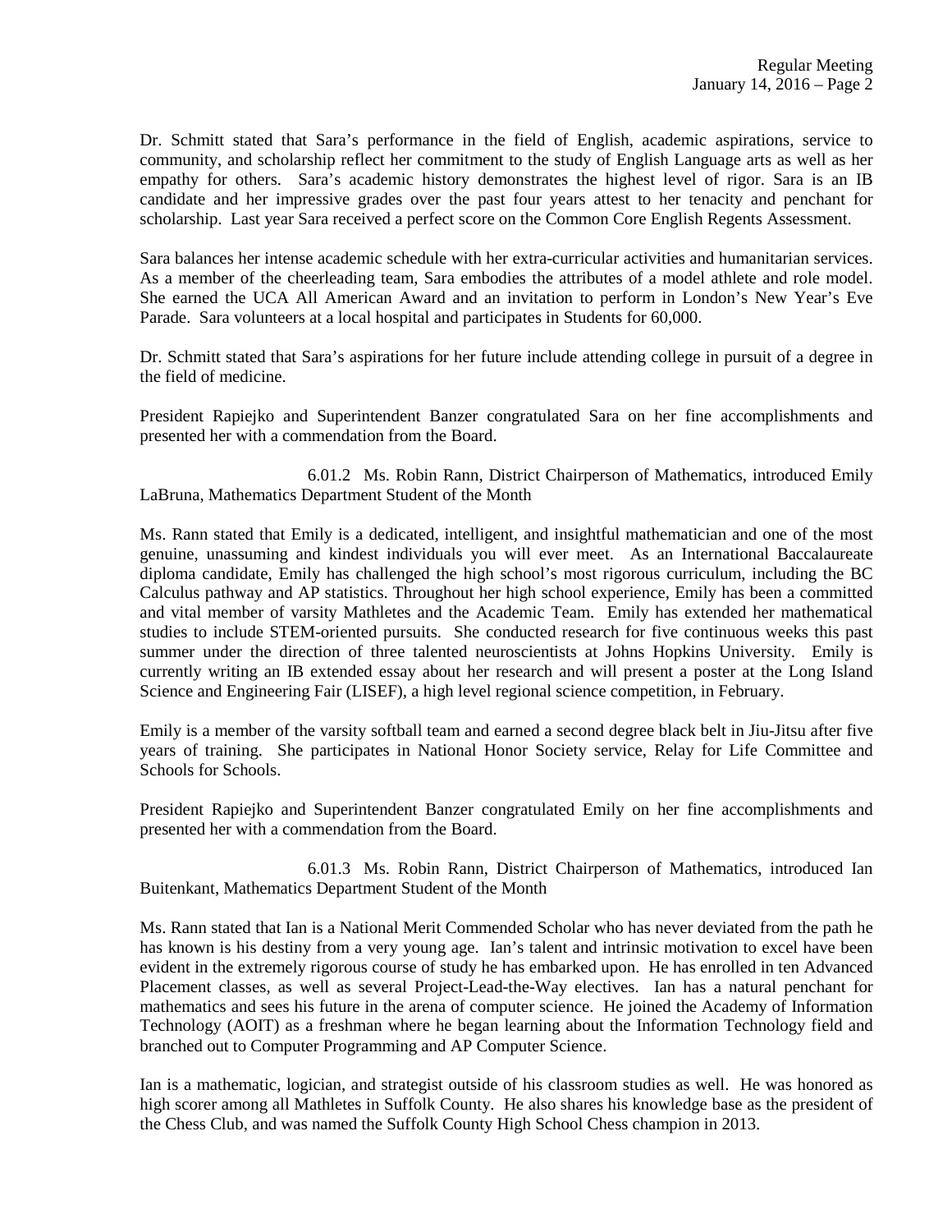Dr. Schmitt stated that Sara's performance in the field of English, academic aspirations, service to community, and scholarship reflect her commitment to the study of English Language arts as well as her empathy for others. Sara's academic history demonstrates the highest level of rigor. Sara is an IB candidate and her impressive grades over the past four years attest to her tenacity and penchant for scholarship. Last year Sara received a perfect score on the Common Core English Regents Assessment.

Sara balances her intense academic schedule with her extra-curricular activities and humanitarian services. As a member of the cheerleading team, Sara embodies the attributes of a model athlete and role model. She earned the UCA All American Award and an invitation to perform in London's New Year's Eve Parade. Sara volunteers at a local hospital and participates in Students for 60,000.

Dr. Schmitt stated that Sara's aspirations for her future include attending college in pursuit of a degree in the field of medicine.

President Rapiejko and Superintendent Banzer congratulated Sara on her fine accomplishments and presented her with a commendation from the Board.

6.01.2 Ms. Robin Rann, District Chairperson of Mathematics, introduced Emily LaBruna, Mathematics Department Student of the Month

Ms. Rann stated that Emily is a dedicated, intelligent, and insightful mathematician and one of the most genuine, unassuming and kindest individuals you will ever meet. As an International Baccalaureate diploma candidate, Emily has challenged the high school's most rigorous curriculum, including the BC Calculus pathway and AP statistics. Throughout her high school experience, Emily has been a committed and vital member of varsity Mathletes and the Academic Team. Emily has extended her mathematical studies to include STEM-oriented pursuits. She conducted research for five continuous weeks this past summer under the direction of three talented neuroscientists at Johns Hopkins University. Emily is currently writing an IB extended essay about her research and will present a poster at the Long Island Science and Engineering Fair (LISEF), a high level regional science competition, in February.

Emily is a member of the varsity softball team and earned a second degree black belt in Jiu-Jitsu after five years of training. She participates in National Honor Society service, Relay for Life Committee and Schools for Schools.

President Rapiejko and Superintendent Banzer congratulated Emily on her fine accomplishments and presented her with a commendation from the Board.

6.01.3 Ms. Robin Rann, District Chairperson of Mathematics, introduced Ian Buitenkant, Mathematics Department Student of the Month

Ms. Rann stated that Ian is a National Merit Commended Scholar who has never deviated from the path he has known is his destiny from a very young age. Ian's talent and intrinsic motivation to excel have been evident in the extremely rigorous course of study he has embarked upon. He has enrolled in ten Advanced Placement classes, as well as several Project-Lead-the-Way electives. Ian has a natural penchant for mathematics and sees his future in the arena of computer science. He joined the Academy of Information Technology (AOIT) as a freshman where he began learning about the Information Technology field and branched out to Computer Programming and AP Computer Science.

Ian is a mathematic, logician, and strategist outside of his classroom studies as well. He was honored as high scorer among all Mathletes in Suffolk County. He also shares his knowledge base as the president of the Chess Club, and was named the Suffolk County High School Chess champion in 2013.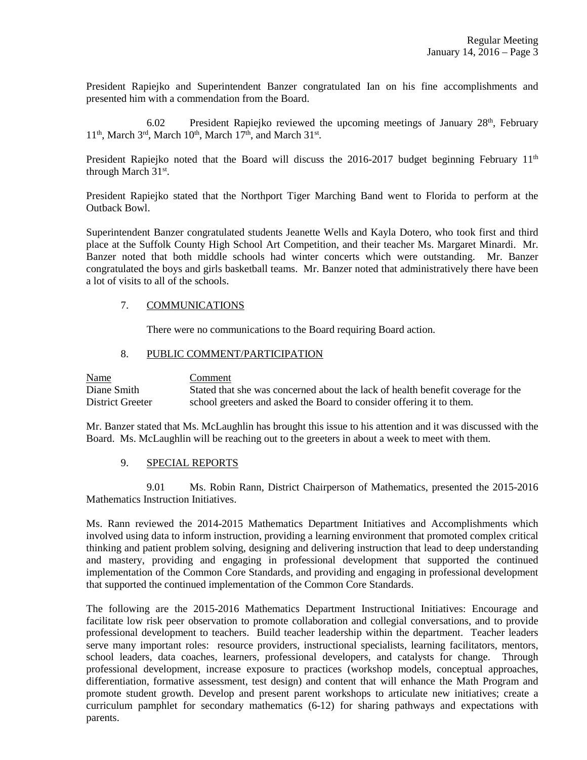President Rapiejko and Superintendent Banzer congratulated Ian on his fine accomplishments and presented him with a commendation from the Board.

6.02 President Rapiejko reviewed the upcoming meetings of January 28th, February 11th, March 3rd, March 10th, March 17th, and March 31st.

President Rapiejko noted that the Board will discuss the 2016-2017 budget beginning February 11th through March 31st.

President Rapiejko stated that the Northport Tiger Marching Band went to Florida to perform at the Outback Bowl.

Superintendent Banzer congratulated students Jeanette Wells and Kayla Dotero, who took first and third place at the Suffolk County High School Art Competition, and their teacher Ms. Margaret Minardi. Mr. Banzer noted that both middle schools had winter concerts which were outstanding. Mr. Banzer congratulated the boys and girls basketball teams. Mr. Banzer noted that administratively there have been a lot of visits to all of the schools.

7. COMMUNICATIONS

There were no communications to the Board requiring Board action.

8. PUBLIC COMMENT/PARTICIPATION

| Name | Comment |
| --- | --- |
| Diane Smith<br>District Greeter | Stated that she was concerned about the lack of health benefit coverage for the school greeters and asked the Board to consider offering it to them. |

Mr. Banzer stated that Ms. McLaughlin has brought this issue to his attention and it was discussed with the Board. Ms. McLaughlin will be reaching out to the greeters in about a week to meet with them.

9. SPECIAL REPORTS

9.01 Ms. Robin Rann, District Chairperson of Mathematics, presented the 2015-2016 Mathematics Instruction Initiatives.

Ms. Rann reviewed the 2014-2015 Mathematics Department Initiatives and Accomplishments which involved using data to inform instruction, providing a learning environment that promoted complex critical thinking and patient problem solving, designing and delivering instruction that lead to deep understanding and mastery, providing and engaging in professional development that supported the continued implementation of the Common Core Standards, and providing and engaging in professional development that supported the continued implementation of the Common Core Standards.

The following are the 2015-2016 Mathematics Department Instructional Initiatives: Encourage and facilitate low risk peer observation to promote collaboration and collegial conversations, and to provide professional development to teachers. Build teacher leadership within the department. Teacher leaders serve many important roles: resource providers, instructional specialists, learning facilitators, mentors, school leaders, data coaches, learners, professional developers, and catalysts for change. Through professional development, increase exposure to practices (workshop models, conceptual approaches, differentiation, formative assessment, test design) and content that will enhance the Math Program and promote student growth. Develop and present parent workshops to articulate new initiatives; create a curriculum pamphlet for secondary mathematics (6-12) for sharing pathways and expectations with parents.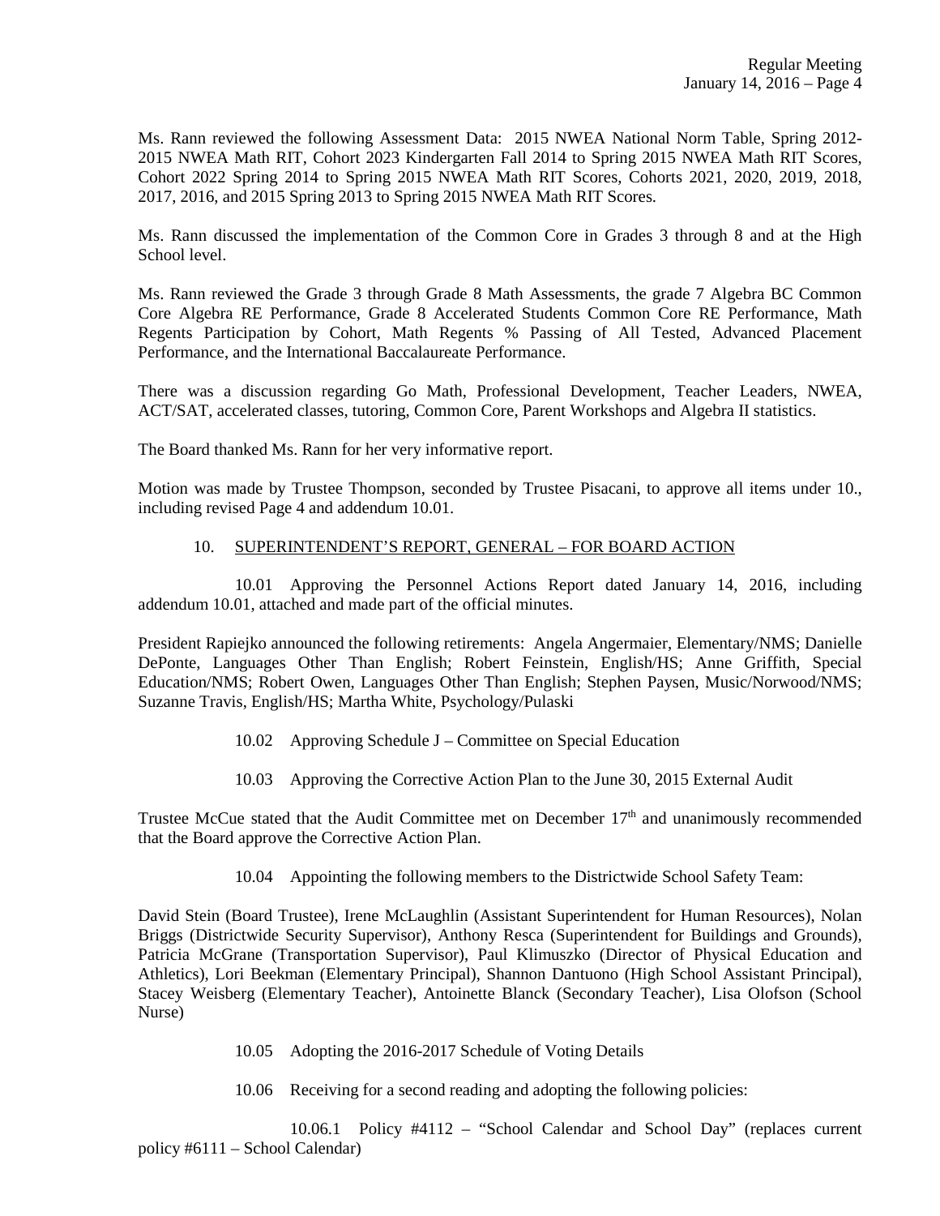Ms. Rann reviewed the following Assessment Data: 2015 NWEA National Norm Table, Spring 2012-2015 NWEA Math RIT, Cohort 2023 Kindergarten Fall 2014 to Spring 2015 NWEA Math RIT Scores, Cohort 2022 Spring 2014 to Spring 2015 NWEA Math RIT Scores, Cohorts 2021, 2020, 2019, 2018, 2017, 2016, and 2015 Spring 2013 to Spring 2015 NWEA Math RIT Scores.

Ms. Rann discussed the implementation of the Common Core in Grades 3 through 8 and at the High School level.

Ms. Rann reviewed the Grade 3 through Grade 8 Math Assessments, the grade 7 Algebra BC Common Core Algebra RE Performance, Grade 8 Accelerated Students Common Core RE Performance, Math Regents Participation by Cohort, Math Regents % Passing of All Tested, Advanced Placement Performance, and the International Baccalaureate Performance.

There was a discussion regarding Go Math, Professional Development, Teacher Leaders, NWEA, ACT/SAT, accelerated classes, tutoring, Common Core, Parent Workshops and Algebra II statistics.

The Board thanked Ms. Rann for her very informative report.

Motion was made by Trustee Thompson, seconded by Trustee Pisacani, to approve all items under 10., including revised Page 4 and addendum 10.01.

10. SUPERINTENDENT'S REPORT, GENERAL – FOR BOARD ACTION

10.01 Approving the Personnel Actions Report dated January 14, 2016, including addendum 10.01, attached and made part of the official minutes.

President Rapiejko announced the following retirements: Angela Angermaier, Elementary/NMS; Danielle DePonte, Languages Other Than English; Robert Feinstein, English/HS; Anne Griffith, Special Education/NMS; Robert Owen, Languages Other Than English; Stephen Paysen, Music/Norwood/NMS; Suzanne Travis, English/HS; Martha White, Psychology/Pulaski

10.02 Approving Schedule J – Committee on Special Education

10.03 Approving the Corrective Action Plan to the June 30, 2015 External Audit

Trustee McCue stated that the Audit Committee met on December 17th and unanimously recommended that the Board approve the Corrective Action Plan.

10.04 Appointing the following members to the Districtwide School Safety Team:

David Stein (Board Trustee), Irene McLaughlin (Assistant Superintendent for Human Resources), Nolan Briggs (Districtwide Security Supervisor), Anthony Resca (Superintendent for Buildings and Grounds), Patricia McGrane (Transportation Supervisor), Paul Klimuszko (Director of Physical Education and Athletics), Lori Beekman (Elementary Principal), Shannon Dantuono (High School Assistant Principal), Stacey Weisberg (Elementary Teacher), Antoinette Blanck (Secondary Teacher), Lisa Olofson (School Nurse)

10.05 Adopting the 2016-2017 Schedule of Voting Details

10.06 Receiving for a second reading and adopting the following policies:

10.06.1 Policy #4112 – "School Calendar and School Day" (replaces current policy #6111 – School Calendar)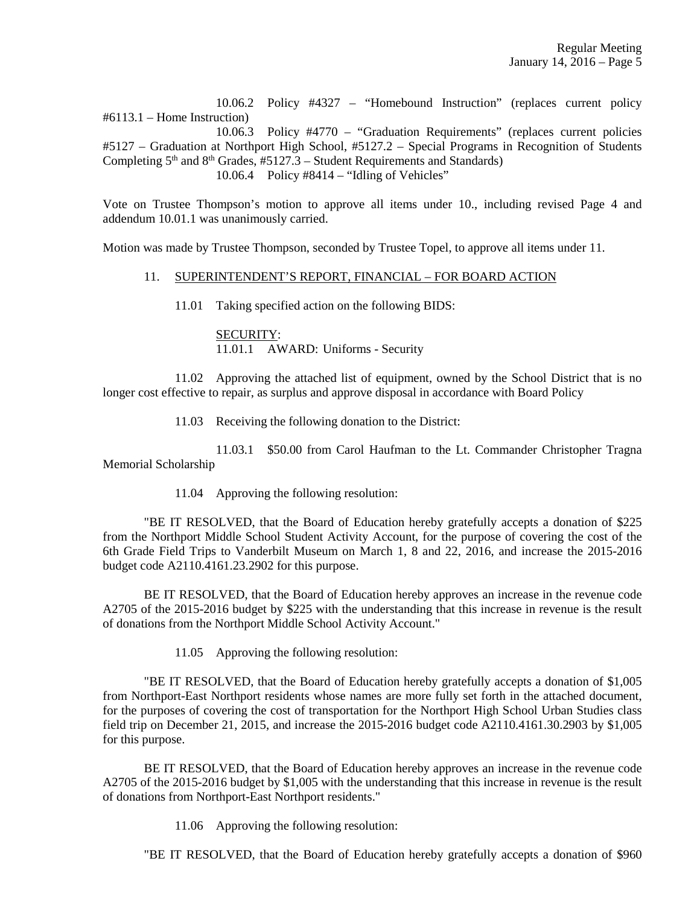10.06.2 Policy #4327 – "Homebound Instruction" (replaces current policy #6113.1 – Home Instruction)

10.06.3 Policy #4770 – "Graduation Requirements" (replaces current policies #5127 – Graduation at Northport High School, #5127.2 – Special Programs in Recognition of Students Completing 5th and 8th Grades, #5127.3 – Student Requirements and Standards)

10.06.4 Policy #8414 – "Idling of Vehicles"

Vote on Trustee Thompson's motion to approve all items under 10., including revised Page 4 and addendum 10.01.1 was unanimously carried.

Motion was made by Trustee Thompson, seconded by Trustee Topel, to approve all items under 11.

11. SUPERINTENDENT'S REPORT, FINANCIAL – FOR BOARD ACTION

11.01 Taking specified action on the following BIDS:

SECURITY:
11.01.1 AWARD: Uniforms - Security

11.02 Approving the attached list of equipment, owned by the School District that is no longer cost effective to repair, as surplus and approve disposal in accordance with Board Policy

11.03 Receiving the following donation to the District:

11.03.1 $50.00 from Carol Haufman to the Lt. Commander Christopher Tragna Memorial Scholarship

11.04 Approving the following resolution:

"BE IT RESOLVED, that the Board of Education hereby gratefully accepts a donation of $225 from the Northport Middle School Student Activity Account, for the purpose of covering the cost of the 6th Grade Field Trips to Vanderbilt Museum on March 1, 8 and 22, 2016, and increase the 2015-2016 budget code A2110.4161.23.2902 for this purpose.

BE IT RESOLVED, that the Board of Education hereby approves an increase in the revenue code A2705 of the 2015-2016 budget by $225 with the understanding that this increase in revenue is the result of donations from the Northport Middle School Activity Account."

11.05 Approving the following resolution:

"BE IT RESOLVED, that the Board of Education hereby gratefully accepts a donation of $1,005 from Northport-East Northport residents whose names are more fully set forth in the attached document, for the purposes of covering the cost of transportation for the Northport High School Urban Studies class field trip on December 21, 2015, and increase the 2015-2016 budget code A2110.4161.30.2903 by $1,005 for this purpose.

BE IT RESOLVED, that the Board of Education hereby approves an increase in the revenue code A2705 of the 2015-2016 budget by $1,005 with the understanding that this increase in revenue is the result of donations from Northport-East Northport residents."

11.06 Approving the following resolution:

"BE IT RESOLVED, that the Board of Education hereby gratefully accepts a donation of $960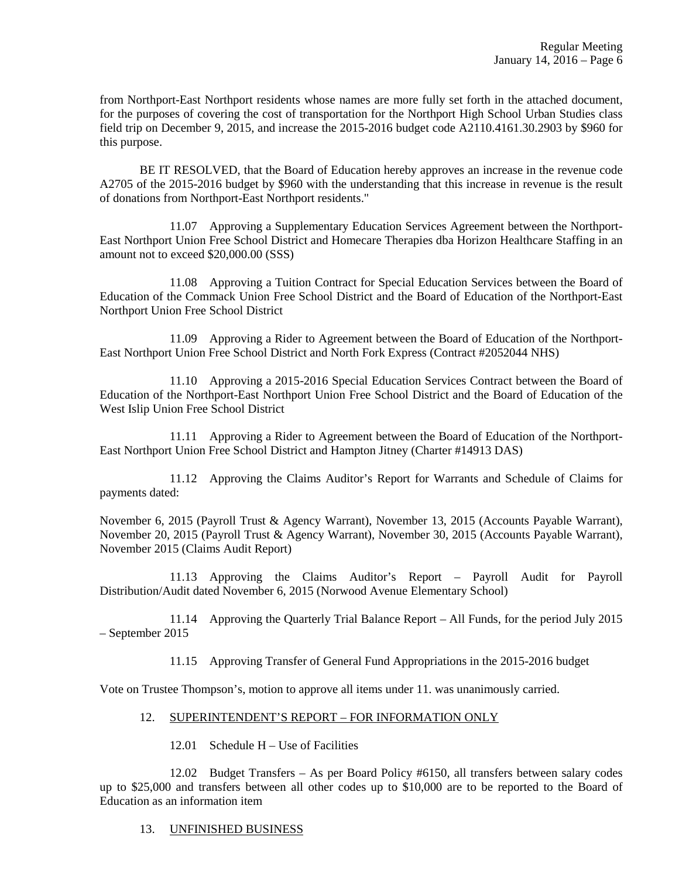from Northport-East Northport residents whose names are more fully set forth in the attached document, for the purposes of covering the cost of transportation for the Northport High School Urban Studies class field trip on December 9, 2015, and increase the 2015-2016 budget code A2110.4161.30.2903 by $960 for this purpose.

BE IT RESOLVED, that the Board of Education hereby approves an increase in the revenue code A2705 of the 2015-2016 budget by $960 with the understanding that this increase in revenue is the result of donations from Northport-East Northport residents."

11.07 Approving a Supplementary Education Services Agreement between the Northport-East Northport Union Free School District and Homecare Therapies dba Horizon Healthcare Staffing in an amount not to exceed $20,000.00 (SSS)

11.08 Approving a Tuition Contract for Special Education Services between the Board of Education of the Commack Union Free School District and the Board of Education of the Northport-East Northport Union Free School District

11.09 Approving a Rider to Agreement between the Board of Education of the Northport-East Northport Union Free School District and North Fork Express (Contract #2052044 NHS)

11.10 Approving a 2015-2016 Special Education Services Contract between the Board of Education of the Northport-East Northport Union Free School District and the Board of Education of the West Islip Union Free School District

11.11 Approving a Rider to Agreement between the Board of Education of the Northport-East Northport Union Free School District and Hampton Jitney (Charter #14913 DAS)

11.12 Approving the Claims Auditor's Report for Warrants and Schedule of Claims for payments dated:

November 6, 2015 (Payroll Trust & Agency Warrant), November 13, 2015 (Accounts Payable Warrant), November 20, 2015 (Payroll Trust & Agency Warrant), November 30, 2015 (Accounts Payable Warrant), November 2015 (Claims Audit Report)

11.13 Approving the Claims Auditor's Report – Payroll Audit for Payroll Distribution/Audit dated November 6, 2015 (Norwood Avenue Elementary School)

11.14 Approving the Quarterly Trial Balance Report – All Funds, for the period July 2015 – September 2015

11.15 Approving Transfer of General Fund Appropriations in the 2015-2016 budget

Vote on Trustee Thompson's, motion to approve all items under 11. was unanimously carried.

12. SUPERINTENDENT'S REPORT – FOR INFORMATION ONLY

12.01 Schedule H – Use of Facilities

12.02 Budget Transfers – As per Board Policy #6150, all transfers between salary codes up to $25,000 and transfers between all other codes up to $10,000 are to be reported to the Board of Education as an information item

13. UNFINISHED BUSINESS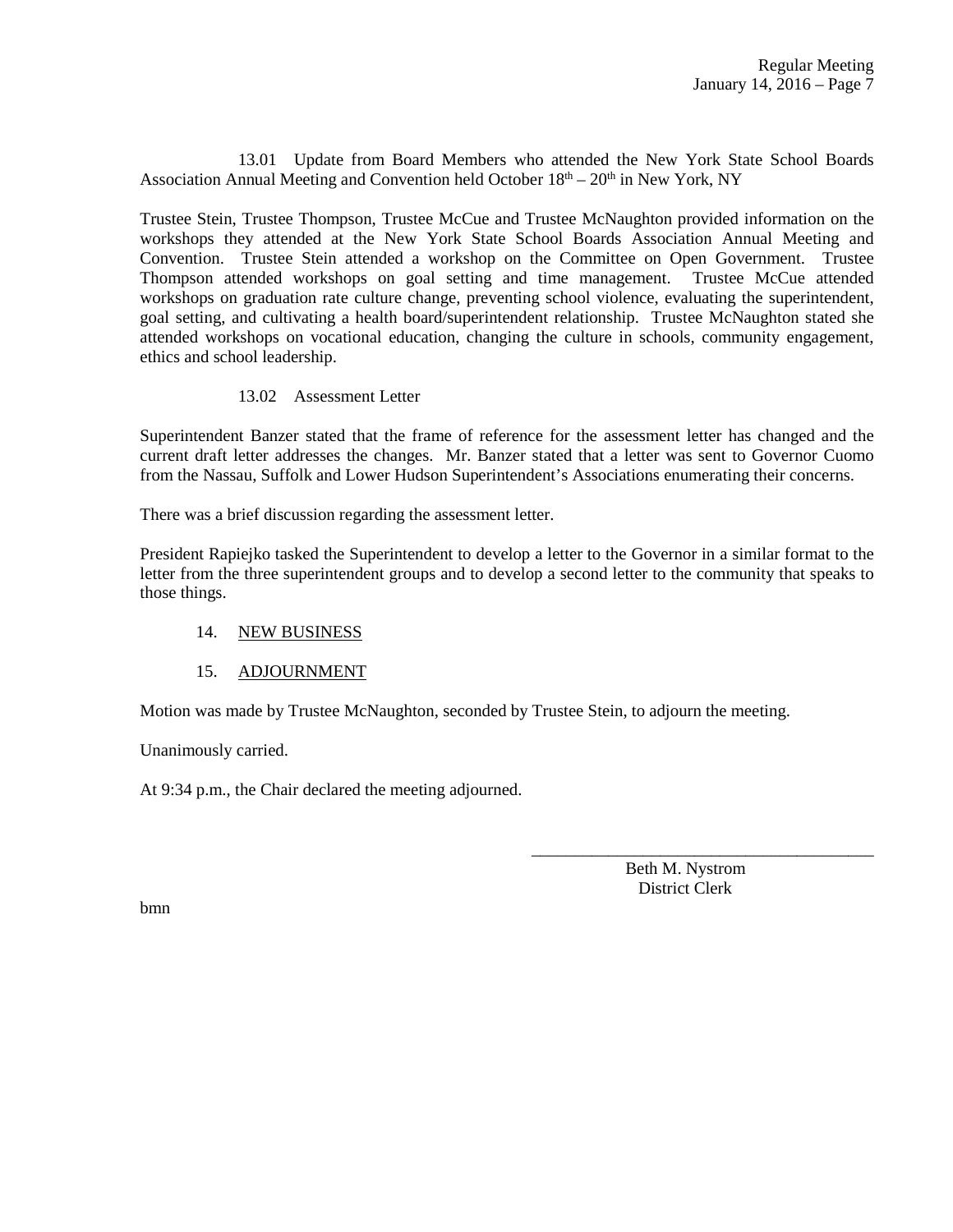13.01 Update from Board Members who attended the New York State School Boards Association Annual Meeting and Convention held October 18th – 20th in New York, NY

Trustee Stein, Trustee Thompson, Trustee McCue and Trustee McNaughton provided information on the workshops they attended at the New York State School Boards Association Annual Meeting and Convention. Trustee Stein attended a workshop on the Committee on Open Government. Trustee Thompson attended workshops on goal setting and time management. Trustee McCue attended workshops on graduation rate culture change, preventing school violence, evaluating the superintendent, goal setting, and cultivating a health board/superintendent relationship. Trustee McNaughton stated she attended workshops on vocational education, changing the culture in schools, community engagement, ethics and school leadership.

13.02 Assessment Letter

Superintendent Banzer stated that the frame of reference for the assessment letter has changed and the current draft letter addresses the changes. Mr. Banzer stated that a letter was sent to Governor Cuomo from the Nassau, Suffolk and Lower Hudson Superintendent's Associations enumerating their concerns.

There was a brief discussion regarding the assessment letter.

President Rapiejko tasked the Superintendent to develop a letter to the Governor in a similar format to the letter from the three superintendent groups and to develop a second letter to the community that speaks to those things.

14. NEW BUSINESS

15. ADJOURNMENT

Motion was made by Trustee McNaughton, seconded by Trustee Stein, to adjourn the meeting.

Unanimously carried.

At 9:34 p.m., the Chair declared the meeting adjourned.

\_\_\_\_\_\_\_\_\_\_\_\_\_\_\_\_\_\_\_\_\_\_\_\_\_\_\_\_\_\_\_\_\_\_\_\_\_\_\_\_

Beth M. Nystrom
District Clerk

bmn